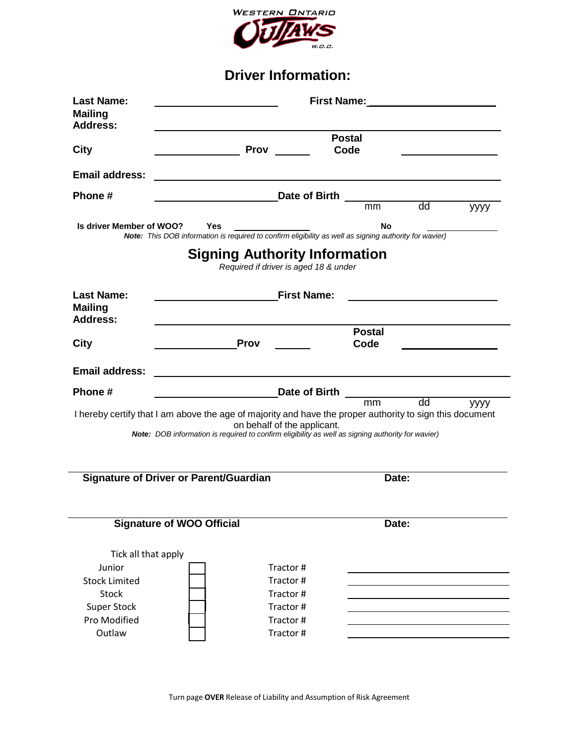WESTERN ONTARIO OUTLAWS W.O.O.

# Driver Information:

**Last Name:** ____________________ **First Name:** ____________________

**Mailing Address:** ________________________________________

**City** ______________ **Prov** ______ **Postal Code** ______________

**Email address:** ________________________________________

**Phone #** ____________________ **Date of Birth** ______ mm ______ dd ______ yyyy

**Is driver Member of WOO?** **Yes** ______________ **No** ______________

***Note:*** *This DOB information is required to confirm eligibility as well as signing authority for wavier)*

# Signing Authority Information

*Required if driver is aged 18 & under*

**Last Name:** ____________________ **First Name:** ____________________

**Mailing Address:** ________________________________________

**City** ______________ **Prov** ______ **Postal Code** ______________

**Email address:** ________________________________________

**Phone #** ____________________ **Date of Birth** ______ mm ______ dd ______ yyyy

I hereby certify that I am above the age of majority and have the proper authority to sign this document on behalf of the applicant.

***Note:*** *DOB information is required to confirm eligibility as well as signing authority for wavier)*

________________________________________

**Signature of Driver or Parent/Guardian** **Date:**

________________________________________

**Signature of WOO Official** **Date:**

Tick all that apply

| Class | ☐ | Tractor # |
|---|---|---|
| Junior | ☐ | Tractor # ______________ |
| Stock Limited | ☐ | Tractor # ______________ |
| Stock | ☐ | Tractor # ______________ |
| Super Stock | ☐ | Tractor # ______________ |
| Pro Modified | ☐ | Tractor # ______________ |
| Outlaw | ☐ | Tractor # ______________ |

Turn page **OVER** Release of Liability and Assumption of Risk Agreement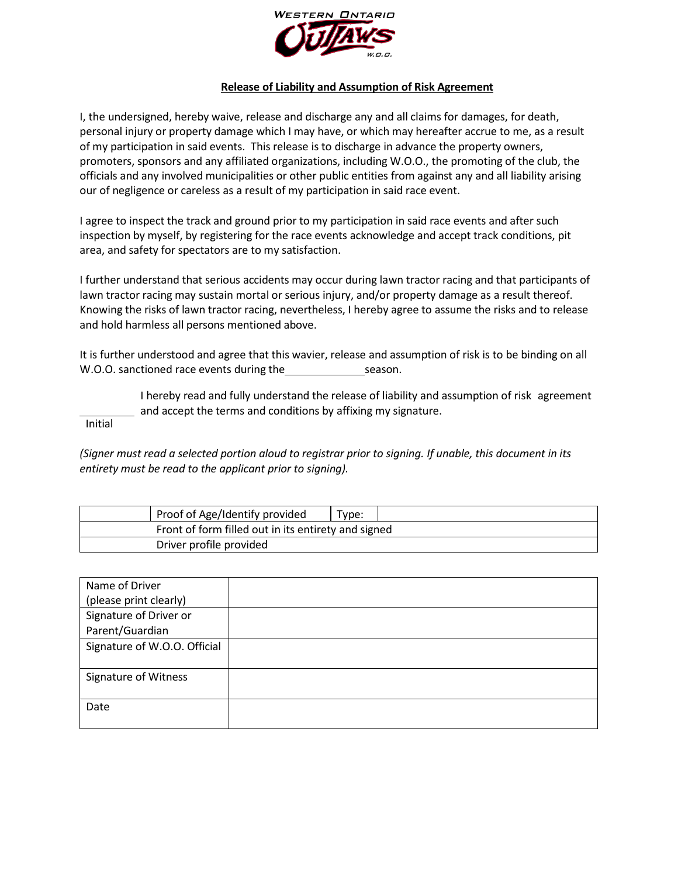## Release of Liability and Assumption of Risk Agreement

I, the undersigned, hereby waive, release and discharge any and all claims for damages, for death, personal injury or property damage which I may have, or which may hereafter accrue to me, as a result of my participation in said events. This release is to discharge in advance the property owners, promoters, sponsors and any affiliated organizations, including W.O.O., the promoting of the club, the officials and any involved municipalities or other public entities from against any and all liability arising our of negligence or careless as a result of my participation in said race event.

I agree to inspect the track and ground prior to my participation in said race events and after such inspection by myself, by registering for the race events acknowledge and accept track conditions, pit area, and safety for spectators are to my satisfaction.

I further understand that serious accidents may occur during lawn tractor racing and that participants of lawn tractor racing may sustain mortal or serious injury, and/or property damage as a result thereof. Knowing the risks of lawn tractor racing, nevertheless, I hereby agree to assume the risks and to release and hold harmless all persons mentioned above.

It is further understood and agree that this wavier, release and assumption of risk is to be binding on all W.O.O. sanctioned race events during the ____________ season.

________ I hereby read and fully understand the release of liability and assumption of risk agreement and accept the terms and conditions by affixing my signature.

Initial

*(Signer must read a selected portion aloud to registrar prior to signing. If unable, this document in its entirety must be read to the applicant prior to signing).*

| | | | |
|---|---|---|---|
| | Proof of Age/Identify provided | Type: | |
| | Front of form filled out in its entirety and signed | | |
| | Driver profile provided | | |

| | |
|---|---|
| Name of Driver (please print clearly) | |
| Signature of Driver or Parent/Guardian | |
| Signature of W.O.O. Official | |
| Signature of Witness | |
| Date | |